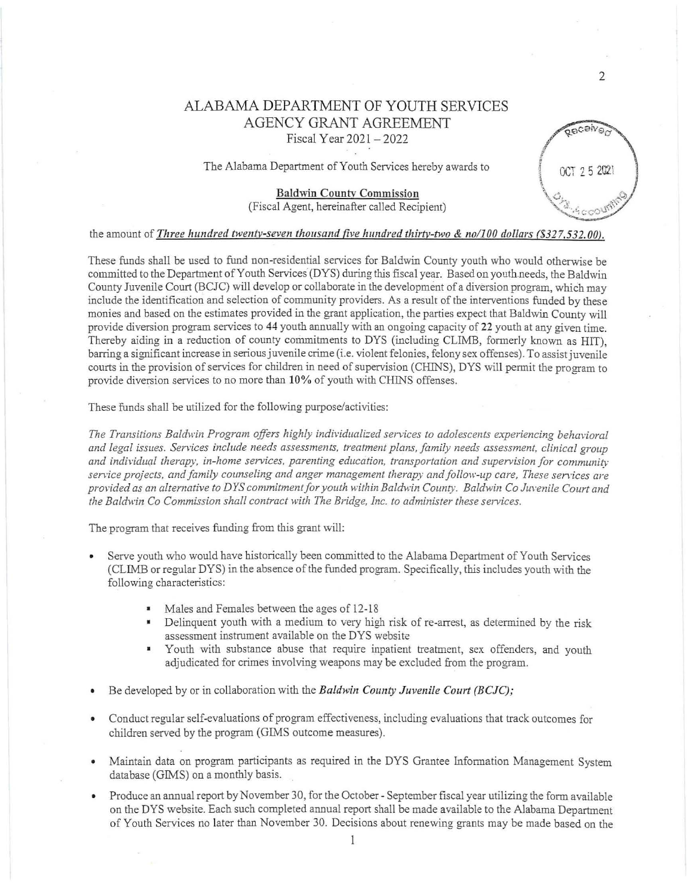# ALABAMA DEPARTMENT OF YOUTH SERVICES
## AGENCY GRANT AGREEMENT
### Fiscal Year 2021 – 2022

The Alabama Department of Youth Services hereby awards to

**Baldwin County Commission**
(Fiscal Agent, hereinafter called Recipient)

the amount of ***Three hundred twenty-seven thousand five hundred thirty-two & no/100 dollars ($327,532.00).***

These funds shall be used to fund non-residential services for Baldwin County youth who would otherwise be committed to the Department of Youth Services (DYS) during this fiscal year. Based on youth needs, the Baldwin County Juvenile Court (BCJC) will develop or collaborate in the development of a diversion program, which may include the identification and selection of community providers. As a result of the interventions funded by these monies and based on the estimates provided in the grant application, the parties expect that Baldwin County will provide diversion program services to **44** youth annually with an ongoing capacity of **22** youth at any given time. Thereby aiding in a reduction of county commitments to DYS (including CLIMB, formerly known as HIT), barring a significant increase in serious juvenile crime (i.e. violent felonies, felony sex offenses). To assist juvenile courts in the provision of services for children in need of supervision (CHINS), DYS will permit the program to provide diversion services to no more than **10%** of youth with CHINS offenses.

These funds shall be utilized for the following purpose/activities:

*The Transitions Baldwin Program offers highly individualized services to adolescents experiencing behavioral and legal issues. Services include needs assessments, treatment plans, family needs assessment, clinical group and individual therapy, in-home services, parenting education, transportation and supervision for community service projects, and family counseling and anger management therapy and follow-up care, These services are provided as an alternative to DYS commitment for youth within Baldwin County. Baldwin Co Juvenile Court and the Baldwin Co Commission shall contract with The Bridge, Inc. to administer these services.*

The program that receives funding from this grant will:

- Serve youth who would have historically been committed to the Alabama Department of Youth Services (CLIMB or regular DYS) in the absence of the funded program. Specifically, this includes youth with the following characteristics:
  - Males and Females between the ages of 12-18
  - Delinquent youth with a medium to very high risk of re-arrest, as determined by the risk assessment instrument available on the DYS website
  - Youth with substance abuse that require inpatient treatment, sex offenders, and youth adjudicated for crimes involving weapons may be excluded from the program.
- Be developed by or in collaboration with the ***Baldwin County Juvenile Court (BCJC);***
- Conduct regular self-evaluations of program effectiveness, including evaluations that track outcomes for children served by the program (GIMS outcome measures).
- Maintain data on program participants as required in the DYS Grantee Information Management System database (GIMS) on a monthly basis.
- Produce an annual report by November 30, for the October - September fiscal year utilizing the form available on the DYS website. Each such completed annual report shall be made available to the Alabama Department of Youth Services no later than November 30. Decisions about renewing grants may be made based on the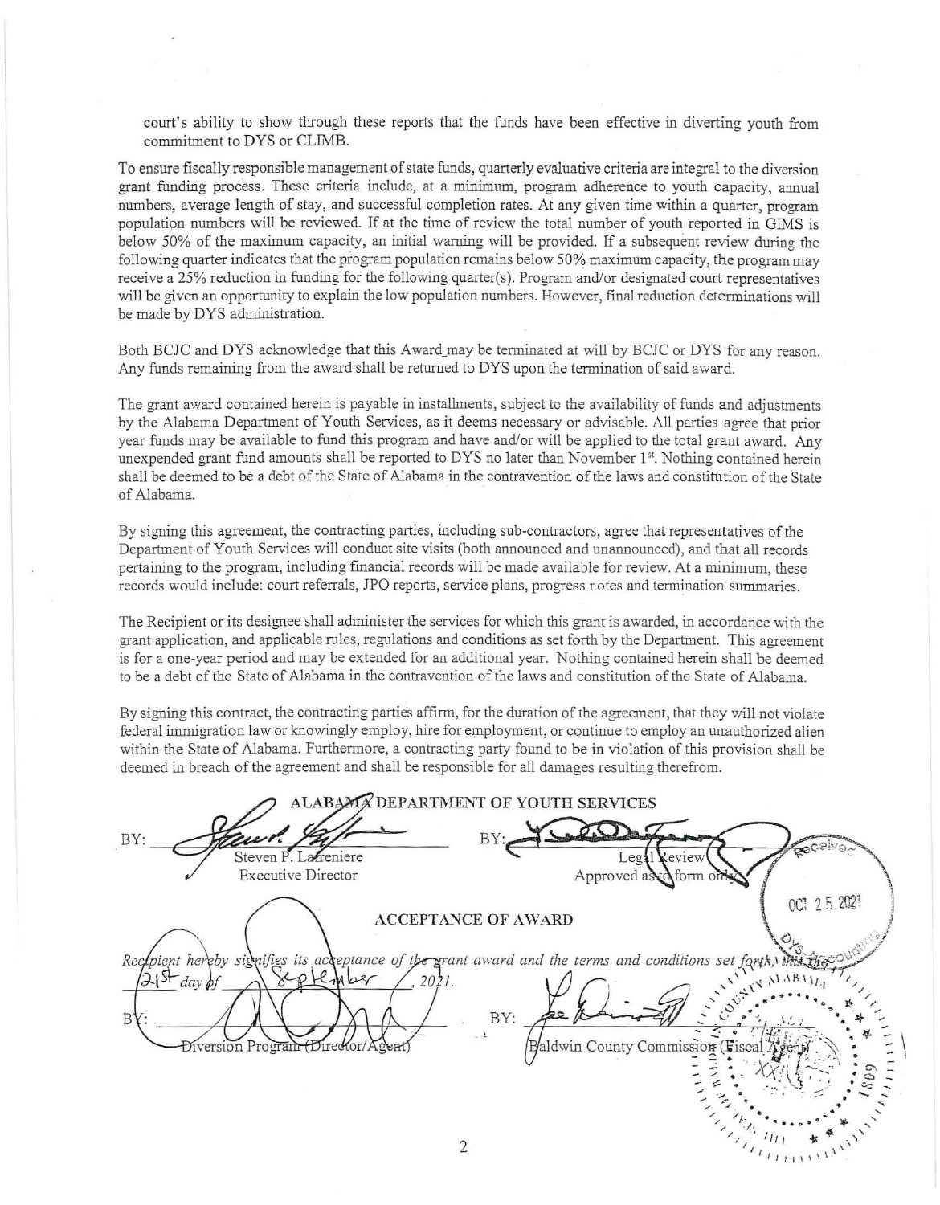court's ability to show through these reports that the funds have been effective in diverting youth from commitment to DYS or CLIMB.

To ensure fiscally responsible management of state funds, quarterly evaluative criteria are integral to the diversion grant funding process. These criteria include, at a minimum, program adherence to youth capacity, annual numbers, average length of stay, and successful completion rates. At any given time within a quarter, program population numbers will be reviewed. If at the time of review the total number of youth reported in GIMS is below 50% of the maximum capacity, an initial warning will be provided. If a subsequent review during the following quarter indicates that the program population remains below 50% maximum capacity, the program may receive a 25% reduction in funding for the following quarter(s). Program and/or designated court representatives will be given an opportunity to explain the low population numbers. However, final reduction determinations will be made by DYS administration.

Both BCJC and DYS acknowledge that this Award may be terminated at will by BCJC or DYS for any reason. Any funds remaining from the award shall be returned to DYS upon the termination of said award.

The grant award contained herein is payable in installments, subject to the availability of funds and adjustments by the Alabama Department of Youth Services, as it deems necessary or advisable. All parties agree that prior year funds may be available to fund this program and have and/or will be applied to the total grant award. Any unexpended grant fund amounts shall be reported to DYS no later than November 1st. Nothing contained herein shall be deemed to be a debt of the State of Alabama in the contravention of the laws and constitution of the State of Alabama.

By signing this agreement, the contracting parties, including sub-contractors, agree that representatives of the Department of Youth Services will conduct site visits (both announced and unannounced), and that all records pertaining to the program, including financial records will be made available for review. At a minimum, these records would include: court referrals, JPO reports, service plans, progress notes and termination summaries.

The Recipient or its designee shall administer the services for which this grant is awarded, in accordance with the grant application, and applicable rules, regulations and conditions as set forth by the Department. This agreement is for a one-year period and may be extended for an additional year. Nothing contained herein shall be deemed to be a debt of the State of Alabama in the contravention of the laws and constitution of the State of Alabama.

By signing this contract, the contracting parties affirm, for the duration of the agreement, that they will not violate federal immigration law or knowingly employ, hire for employment, or continue to employ an unauthorized alien within the State of Alabama. Furthermore, a contracting party found to be in violation of this provision shall be deemed in breach of the agreement and shall be responsible for all damages resulting therefrom.

**ALABAMA DEPARTMENT OF YOUTH SERVICES**

BY: ______________________________
Steven P. Lafreniere
Executive Director

BY: ______________________________
Legal Review
Approved as to form only

Received OCT 25 2021 DYS Accounting

**ACCEPTANCE OF AWARD**

*Recipient hereby signifies its acceptance of the grant award and the terms and conditions set forth, this the 21st day of September, 2021.*

BY: ______________________________
Diversion Program (Director/Agent)

BY: ______________________________
Baldwin County Commission (Fiscal Agent)